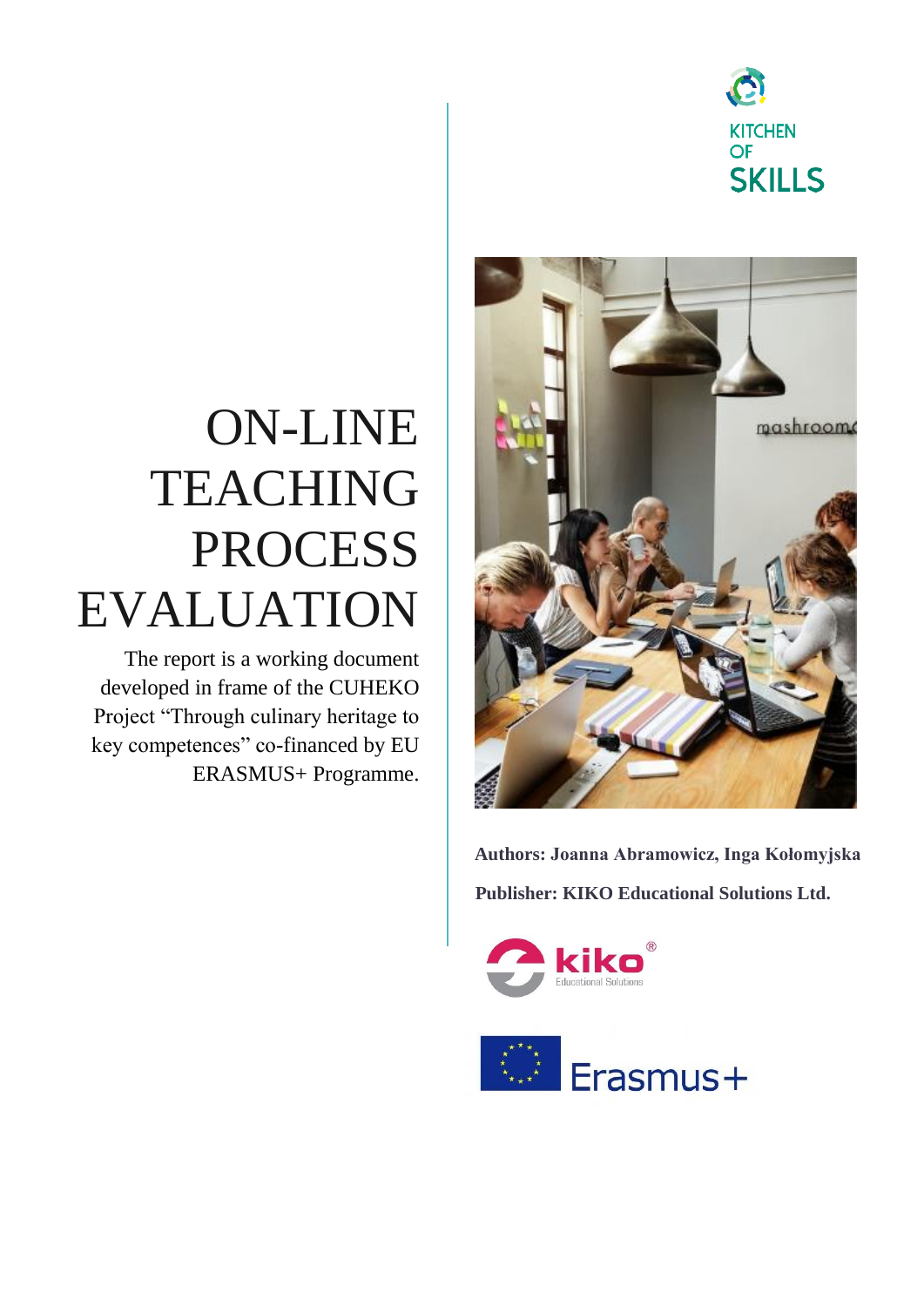KITCHEN OF SKILLS

# ON-LINE TEACHING PROCESS EVALUATION

The report is a working document developed in frame of the CUHEKO Project "Through culinary heritage to key competences" co-financed by EU ERASMUS+ Programme.

**Authors: Joanna Abramowicz, Inga Kołomyjska**

**Publisher: KIKO Educational Solutions Ltd.**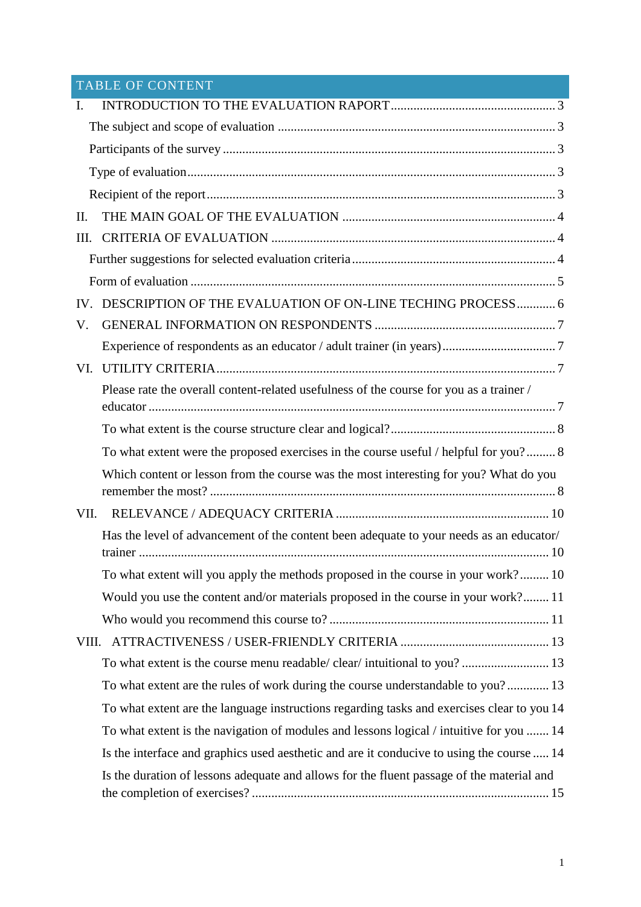## TABLE OF CONTENT

I. INTRODUCTION TO THE EVALUATION RAPORT ... 3

- The subject and scope of evaluation ... 3
- Participants of the survey ... 3
- Type of evaluation ... 3
- Recipient of the report ... 3

II. THE MAIN GOAL OF THE EVALUATION ... 4

III. CRITERIA OF EVALUATION ... 4

- Further suggestions for selected evaluation criteria ... 4
- Form of evaluation ... 5

IV. DESCRIPTION OF THE EVALUATION OF ON-LINE TECHING PROCESS ... 6

V. GENERAL INFORMATION ON RESPONDENTS ... 7

- Experience of respondents as an educator / adult trainer (in years) ... 7

VI. UTILITY CRITERIA ... 7

- Please rate the overall content-related usefulness of the course for you as a trainer / educator ... 7
- To what extent is the course structure clear and logical? ... 8
- To what extent were the proposed exercises in the course useful / helpful for you? ... 8
- Which content or lesson from the course was the most interesting for you? What do you remember the most? ... 8

VII. RELEVANCE / ADEQUACY CRITERIA ... 10

- Has the level of advancement of the content been adequate to your needs as an educator/ trainer ... 10
- To what extent will you apply the methods proposed in the course in your work? ... 10
- Would you use the content and/or materials proposed in the course in your work? ... 11
- Who would you recommend this course to? ... 11

VIII. ATTRACTIVENESS / USER-FRIENDLY CRITERIA ... 13

- To what extent is the course menu readable/ clear/ intuitional to you? ... 13
- To what extent are the rules of work during the course understandable to you? ... 13
- To what extent are the language instructions regarding tasks and exercises clear to you ... 14
- To what extent is the navigation of modules and lessons logical / intuitive for you ... 14
- Is the interface and graphics used aesthetic and are it conducive to using the course ... 14
- Is the duration of lessons adequate and allows for the fluent passage of the material and the completion of exercises? ... 15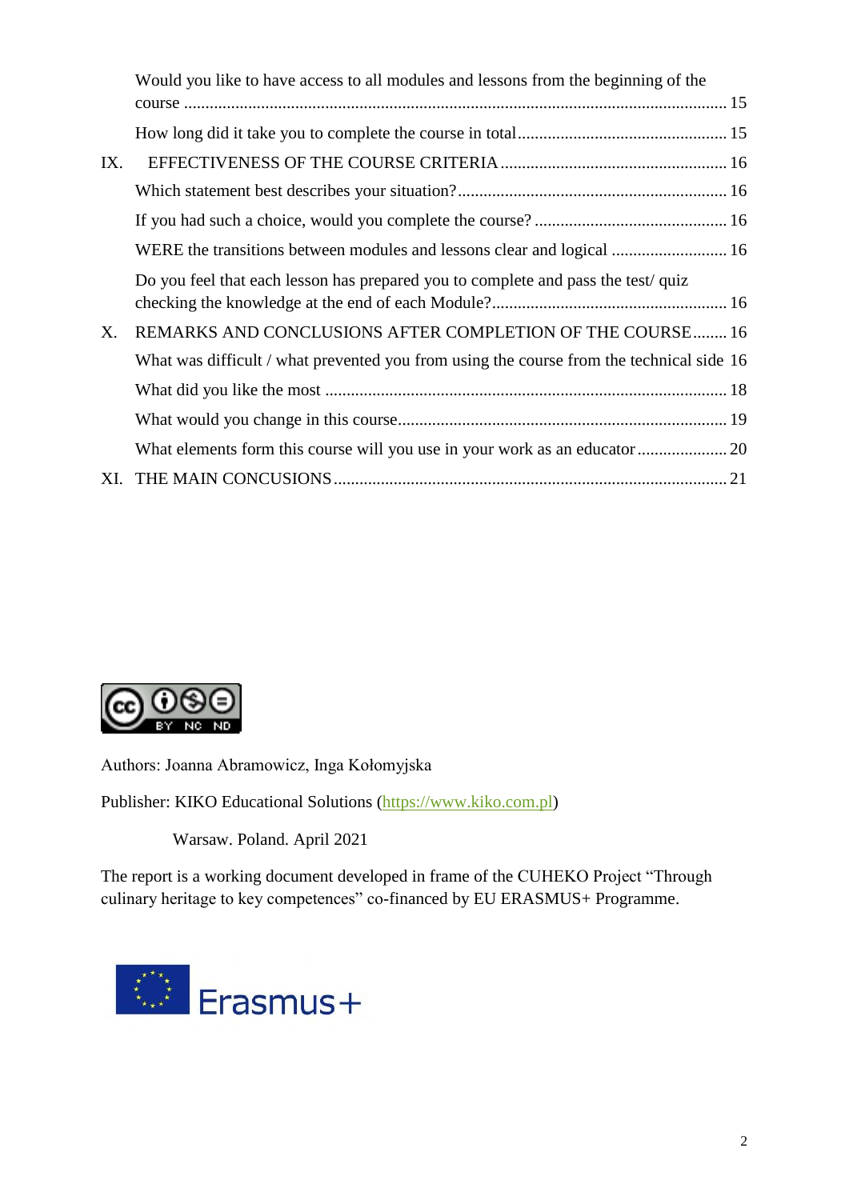Would you like to have access to all modules and lessons from the beginning of the course ............................................................................................................................. 15

How long did it take you to complete the course in total................................................ 15

IX. EFFECTIVENESS OF THE COURSE CRITERIA .................................................... 16

Which statement best describes your situation?.............................................................. 16

If you had such a choice, would you complete the course? ............................................ 16

WERE the transitions between modules and lessons clear and logical .......................... 16

Do you feel that each lesson has prepared you to complete and pass the test/ quiz checking the knowledge at the end of each Module?...................................................... 16

X. REMARKS AND CONCLUSIONS AFTER COMPLETION OF THE COURSE........ 16

What was difficult / what prevented you from using the course from the technical side 16

What did you like the most ............................................................................................ 18

What would you change in this course........................................................................... 19

What elements form this course will you use in your work as an educator .................... 20

XI. THE MAIN CONCUSIONS .......................................................................................... 21

Authors: Joanna Abramowicz, Inga Kołomyjska

Publisher: KIKO Educational Solutions (https://www.kiko.com.pl)

Warsaw. Poland. April 2021

The report is a working document developed in frame of the CUHEKO Project "Through culinary heritage to key competences" co-financed by EU ERASMUS+ Programme.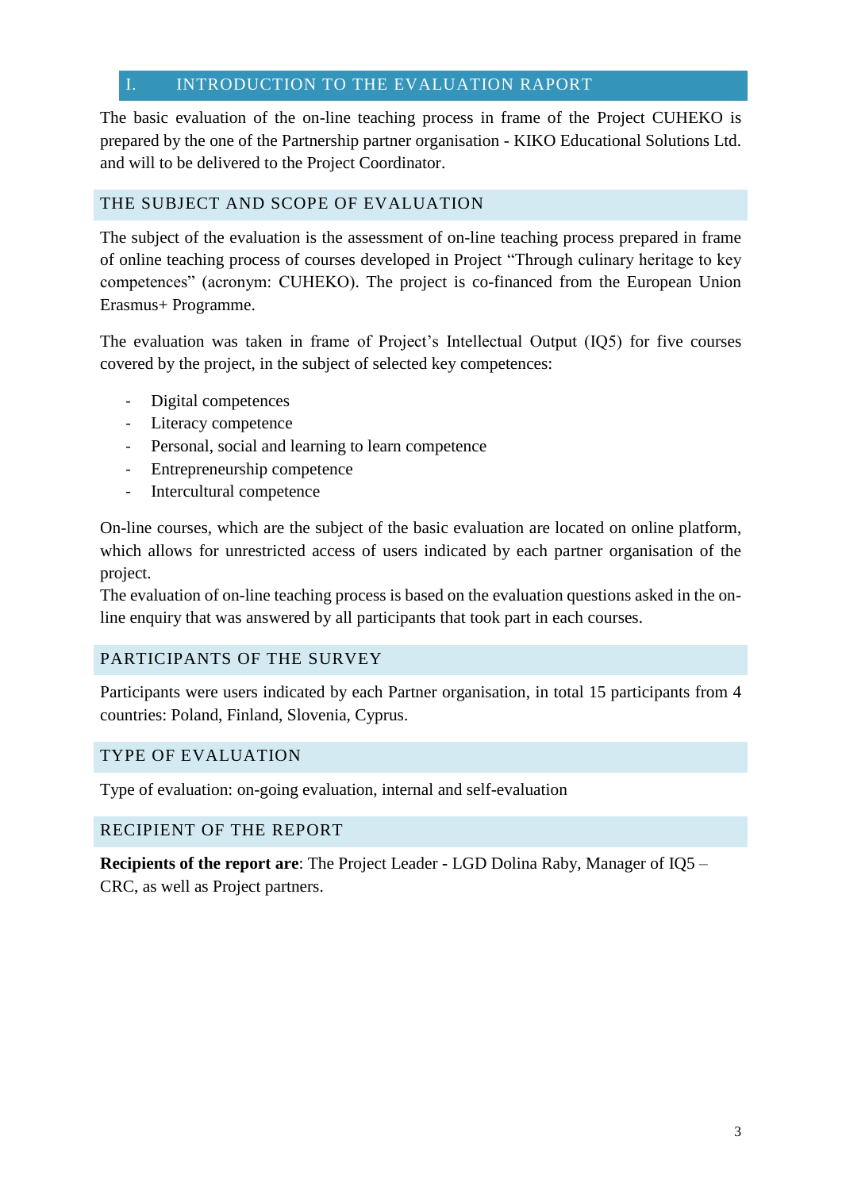# I. INTRODUCTION TO THE EVALUATION RAPORT

The basic evaluation of the on-line teaching process in frame of the Project CUHEKO is prepared by the one of the Partnership partner organisation - KIKO Educational Solutions Ltd. and will to be delivered to the Project Coordinator.

## THE SUBJECT AND SCOPE OF EVALUATION

The subject of the evaluation is the assessment of on-line teaching process prepared in frame of online teaching process of courses developed in Project "Through culinary heritage to key competences" (acronym: CUHEKO). The project is co-financed from the European Union Erasmus+ Programme.

The evaluation was taken in frame of Project's Intellectual Output (IQ5) for five courses covered by the project, in the subject of selected key competences:

- Digital competences
- Literacy competence
- Personal, social and learning to learn competence
- Entrepreneurship competence
- Intercultural competence

On-line courses, which are the subject of the basic evaluation are located on online platform, which allows for unrestricted access of users indicated by each partner organisation of the project.
The evaluation of on-line teaching process is based on the evaluation questions asked in the on-line enquiry that was answered by all participants that took part in each courses.

## PARTICIPANTS OF THE SURVEY

Participants were users indicated by each Partner organisation, in total 15 participants from 4 countries: Poland, Finland, Slovenia, Cyprus.

## TYPE OF EVALUATION

Type of evaluation: on-going evaluation, internal and self-evaluation

## RECIPIENT OF THE REPORT

**Recipients of the report are**: The Project Leader - LGD Dolina Raby, Manager of IQ5 – CRC, as well as Project partners.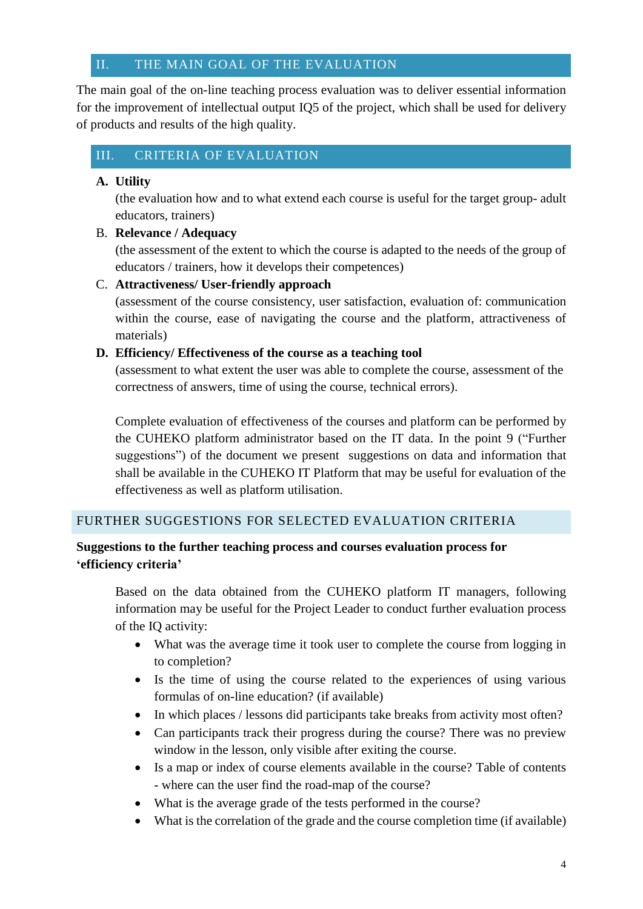## II. THE MAIN GOAL OF THE EVALUATION

The main goal of the on-line teaching process evaluation was to deliver essential information for the improvement of intellectual output IQ5 of the project, which shall be used for delivery of products and results of the high quality.

## III. CRITERIA OF EVALUATION

**A. Utility**

(the evaluation how and to what extend each course is useful for the target group- adult educators, trainers)

B. **Relevance / Adequacy**

(the assessment of the extent to which the course is adapted to the needs of the group of educators / trainers, how it develops their competences)

C. **Attractiveness/ User-friendly approach**

(assessment of the course consistency, user satisfaction, evaluation of: communication within the course, ease of navigating the course and the platform, attractiveness of materials)

**D. Efficiency/ Effectiveness of the course as a teaching tool**

(assessment to what extent the user was able to complete the course, assessment of the correctness of answers, time of using the course, technical errors).

Complete evaluation of effectiveness of the courses and platform can be performed by the CUHEKO platform administrator based on the IT data. In the point 9 ("Further suggestions") of the document we present suggestions on data and information that shall be available in the CUHEKO IT Platform that may be useful for evaluation of the effectiveness as well as platform utilisation.

### FURTHER SUGGESTIONS FOR SELECTED EVALUATION CRITERIA

**Suggestions to the further teaching process and courses evaluation process for 'efficiency criteria'**

Based on the data obtained from the CUHEKO platform IT managers, following information may be useful for the Project Leader to conduct further evaluation process of the IQ activity:

- What was the average time it took user to complete the course from logging in to completion?
- Is the time of using the course related to the experiences of using various formulas of on-line education? (if available)
- In which places / lessons did participants take breaks from activity most often?
- Can participants track their progress during the course? There was no preview window in the lesson, only visible after exiting the course.
- Is a map or index of course elements available in the course? Table of contents - where can the user find the road-map of the course?
- What is the average grade of the tests performed in the course?
- What is the correlation of the grade and the course completion time (if available)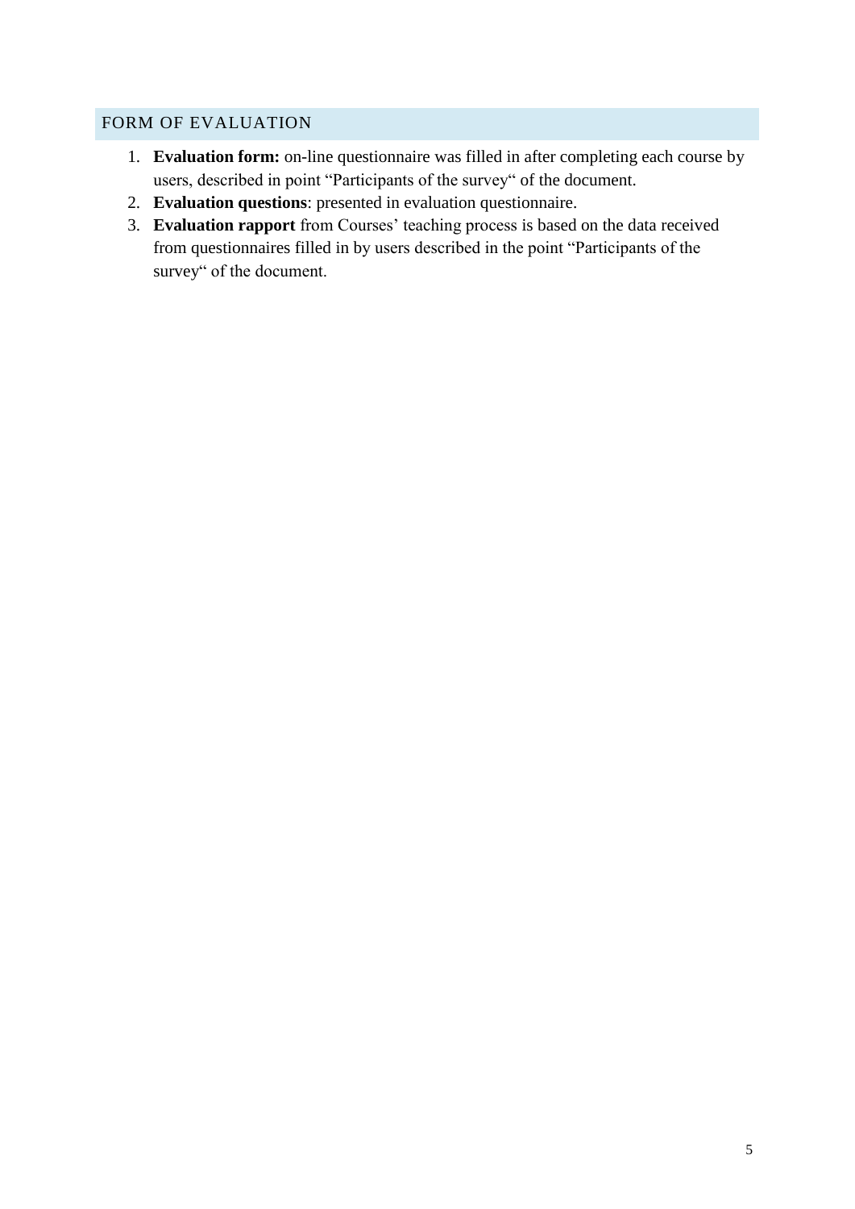## FORM OF EVALUATION

1. **Evaluation form:** on-line questionnaire was filled in after completing each course by users, described in point "Participants of the survey" of the document.
2. **Evaluation questions**: presented in evaluation questionnaire.
3. **Evaluation rapport** from Courses' teaching process is based on the data received from questionnaires filled in by users described in the point "Participants of the survey" of the document.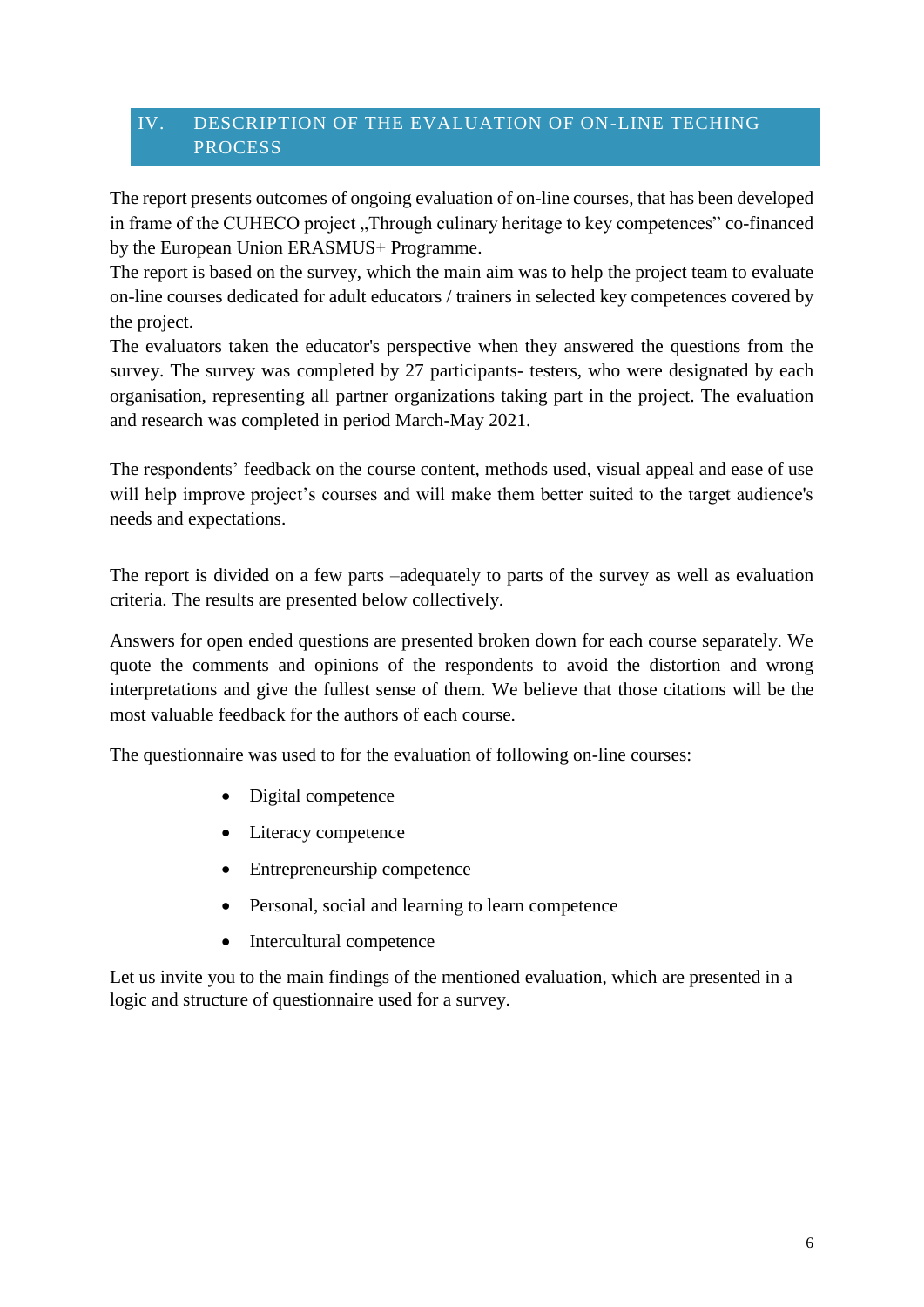## IV. DESCRIPTION OF THE EVALUATION OF ON-LINE TECHING PROCESS

The report presents outcomes of ongoing evaluation of on-line courses, that has been developed in frame of the CUHECO project „Through culinary heritage to key competences" co-financed by the European Union ERASMUS+ Programme.
The report is based on the survey, which the main aim was to help the project team to evaluate on-line courses dedicated for adult educators / trainers in selected key competences covered by the project.
The evaluators taken the educator's perspective when they answered the questions from the survey. The survey was completed by 27 participants- testers, who were designated by each organisation, representing all partner organizations taking part in the project. The evaluation and research was completed in period March-May 2021.

The respondents' feedback on the course content, methods used, visual appeal and ease of use will help improve project's courses and will make them better suited to the target audience's needs and expectations.

The report is divided on a few parts –adequately to parts of the survey as well as evaluation criteria. The results are presented below collectively.

Answers for open ended questions are presented broken down for each course separately. We quote the comments and opinions of the respondents to avoid the distortion and wrong interpretations and give the fullest sense of them. We believe that those citations will be the most valuable feedback for the authors of each course.

The questionnaire was used to for the evaluation of following on-line courses:

- Digital competence
- Literacy competence
- Entrepreneurship competence
- Personal, social and learning to learn competence
- Intercultural competence

Let us invite you to the main findings of the mentioned evaluation, which are presented in a logic and structure of questionnaire used for a survey.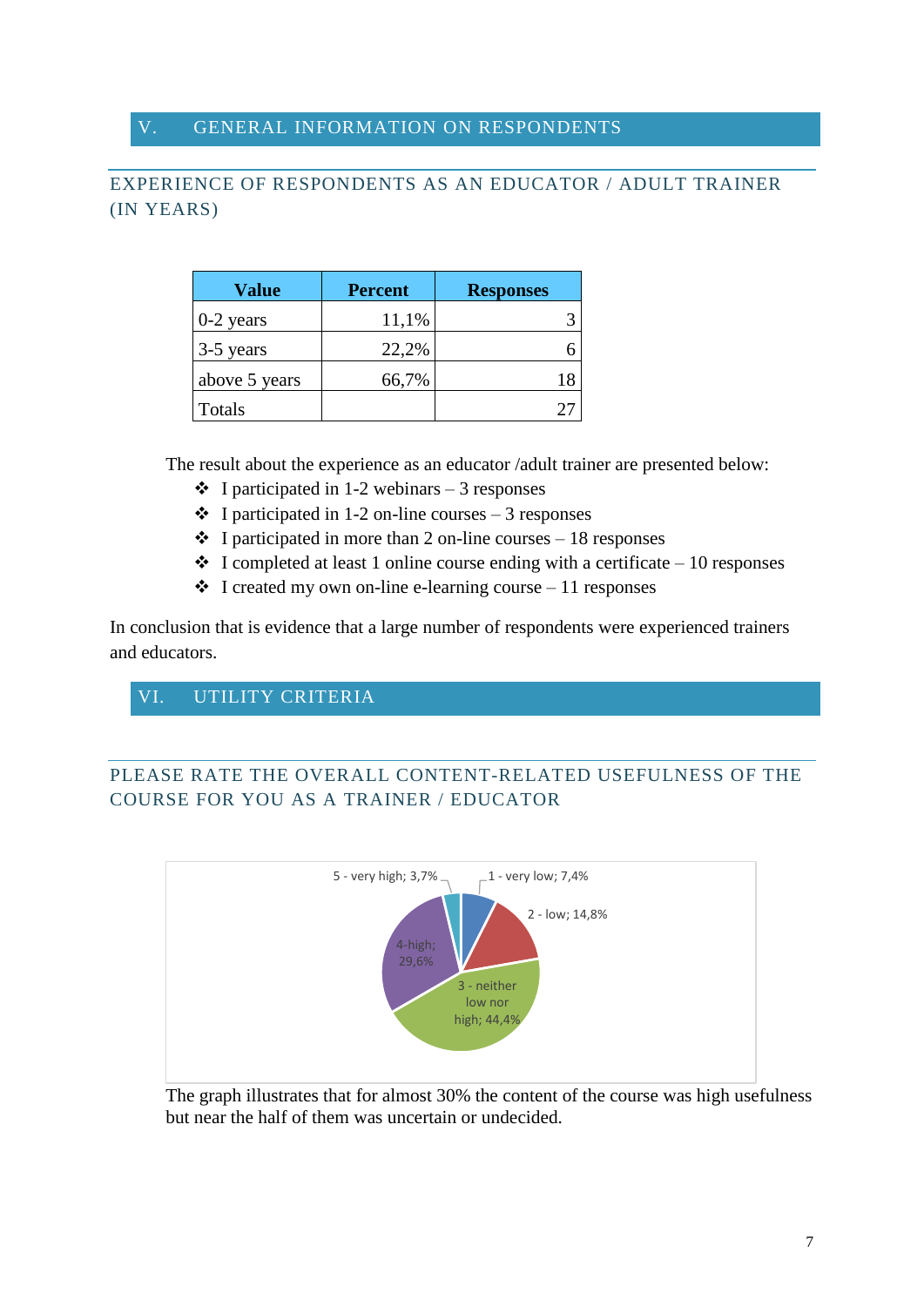## V. GENERAL INFORMATION ON RESPONDENTS

### EXPERIENCE OF RESPONDENTS AS AN EDUCATOR / ADULT TRAINER (IN YEARS)

| Value | Percent | Responses |
|---|---|---|
| 0-2 years | 11,1% | 3 |
| 3-5 years | 22,2% | 6 |
| above 5 years | 66,7% | 18 |
| Totals | | 27 |

The result about the experience as an educator /adult trainer are presented below:

- ❖ I participated in 1-2 webinars – 3 responses
- ❖ I participated in 1-2 on-line courses – 3 responses
- ❖ I participated in more than 2 on-line courses – 18 responses
- ❖ I completed at least 1 online course ending with a certificate – 10 responses
- ❖ I created my own on-line e-learning course – 11 responses

In conclusion that is evidence that a large number of respondents were experienced trainers and educators.

## VI. UTILITY CRITERIA

### PLEASE RATE THE OVERALL CONTENT-RELATED USEFULNESS OF THE COURSE FOR YOU AS A TRAINER / EDUCATOR

5 - very high; 3,7%
1 - very low; 7,4%
2 - low; 14,8%
4-high; 29,6%
3 - neither low nor high; 44,4%

The graph illustrates that for almost 30% the content of the course was high usefulness but near the half of them was uncertain or undecided.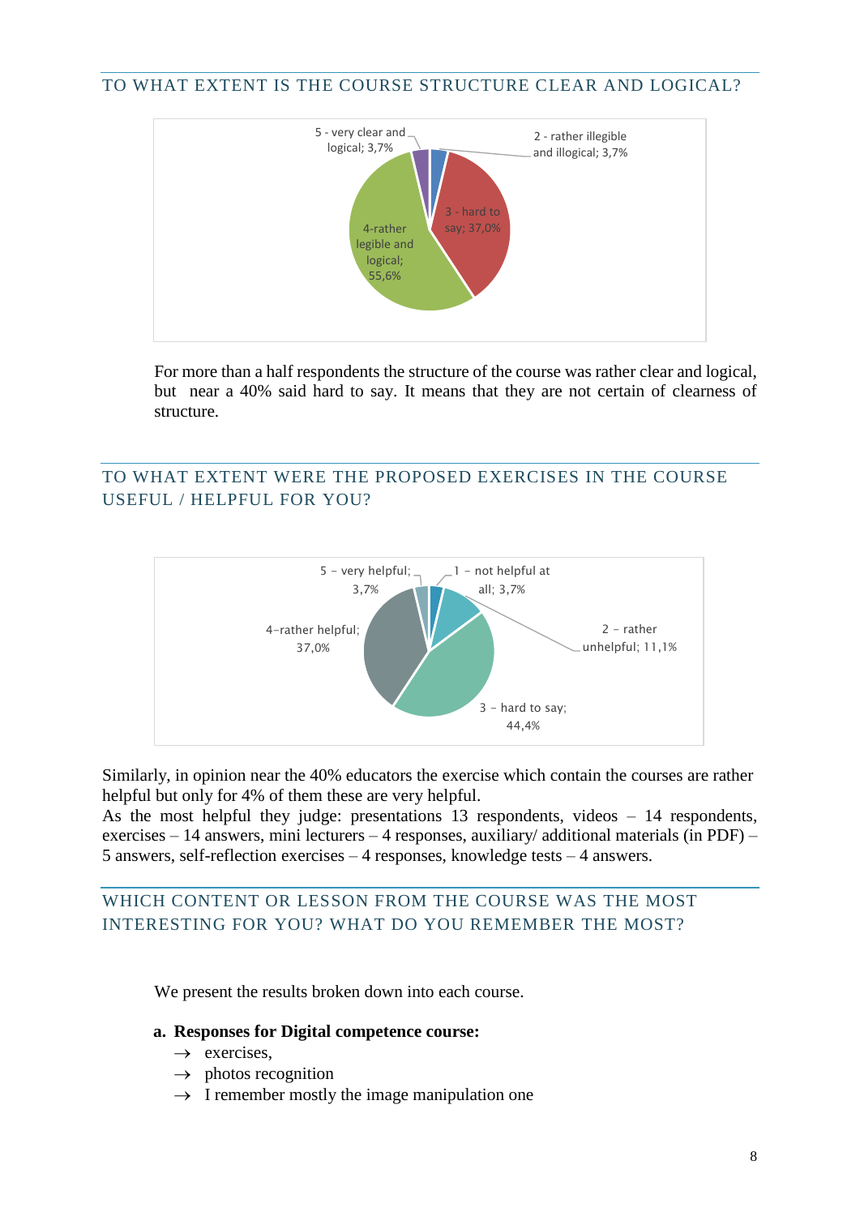## TO WHAT EXTENT IS THE COURSE STRUCTURE CLEAR AND LOGICAL?

5 - very clear and logical; 3,7%
2 - rather illegible and illogical; 3,7%
3 - hard to say; 37,0%
4-rather legible and logical; 55,6%

For more than a half respondents the structure of the course was rather clear and logical, but near a 40% said hard to say. It means that they are not certain of clearness of structure.

## TO WHAT EXTENT WERE THE PROPOSED EXERCISES IN THE COURSE USEFUL / HELPFUL FOR YOU?

5 - very helpful; 3,7%
1 - not helpful at all; 3,7%
2 - rather unhelpful; 11,1%
3 - hard to say; 44,4%
4-rather helpful; 37,0%

Similarly, in opinion near the 40% educators the exercise which contain the courses are rather helpful but only for 4% of them these are very helpful.
As the most helpful they judge: presentations 13 respondents, videos – 14 respondents, exercises – 14 answers, mini lecturers – 4 responses, auxiliary/ additional materials (in PDF) – 5 answers, self-reflection exercises – 4 responses, knowledge tests – 4 answers.

## WHICH CONTENT OR LESSON FROM THE COURSE WAS THE MOST INTERESTING FOR YOU? WHAT DO YOU REMEMBER THE MOST?

We present the results broken down into each course.

**a. Responses for Digital competence course:**

→ exercises,
→ photos recognition
→ I remember mostly the image manipulation one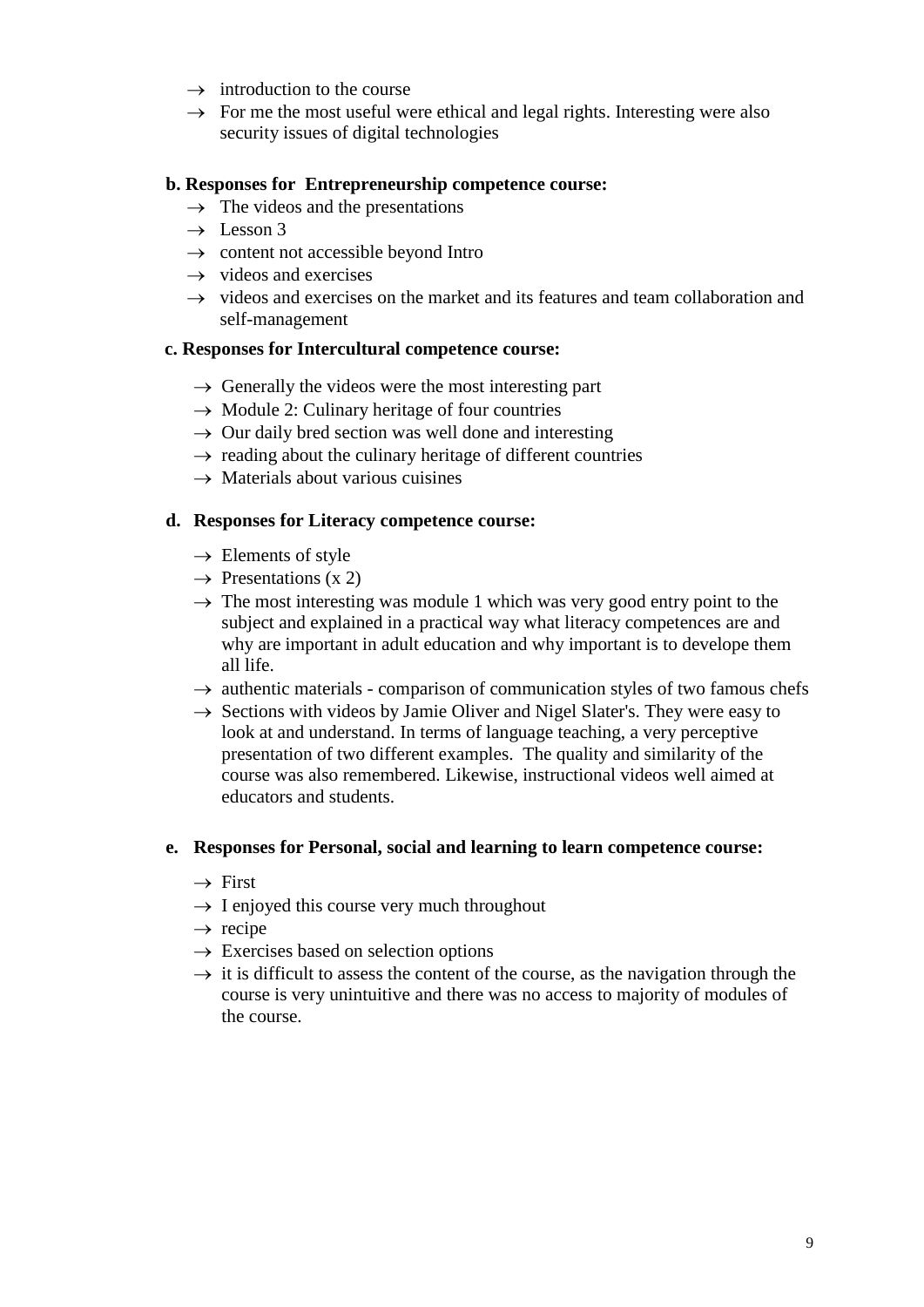- → introduction to the course
- → For me the most useful were ethical and legal rights. Interesting were also security issues of digital technologies

**b. Responses for Entrepreneurship competence course:**

- → The videos and the presentations
- → Lesson 3
- → content not accessible beyond Intro
- → videos and exercises
- → videos and exercises on the market and its features and team collaboration and self-management

**c. Responses for Intercultural competence course:**

- → Generally the videos were the most interesting part
- → Module 2: Culinary heritage of four countries
- → Our daily bred section was well done and interesting
- → reading about the culinary heritage of different countries
- → Materials about various cuisines

**d. Responses for Literacy competence course:**

- → Elements of style
- → Presentations (x 2)
- → The most interesting was module 1 which was very good entry point to the subject and explained in a practical way what literacy competences are and why are important in adult education and why important is to develope them all life.
- → authentic materials - comparison of communication styles of two famous chefs
- → Sections with videos by Jamie Oliver and Nigel Slater's. They were easy to look at and understand. In terms of language teaching, a very perceptive presentation of two different examples. The quality and similarity of the course was also remembered. Likewise, instructional videos well aimed at educators and students.

**e. Responses for Personal, social and learning to learn competence course:**

- → First
- → I enjoyed this course very much throughout
- → recipe
- → Exercises based on selection options
- → it is difficult to assess the content of the course, as the navigation through the course is very unintuitive and there was no access to majority of modules of the course.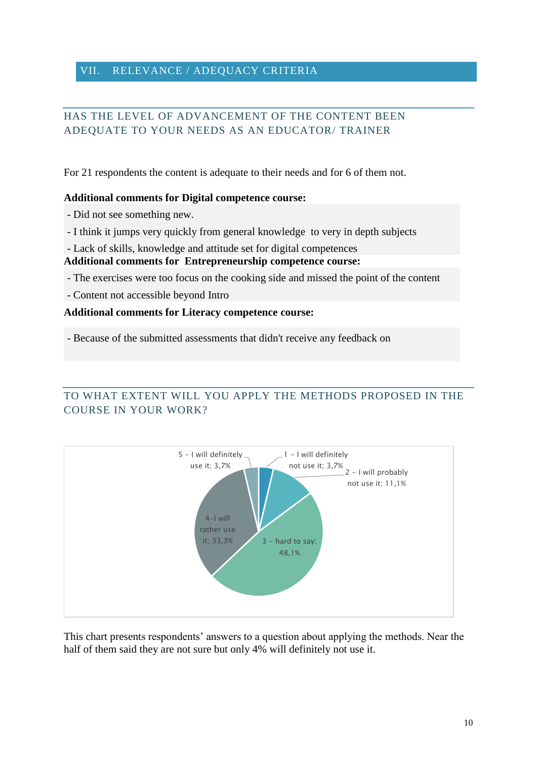# VII. RELEVANCE / ADEQUACY CRITERIA

## HAS THE LEVEL OF ADVANCEMENT OF THE CONTENT BEEN ADEQUATE TO YOUR NEEDS AS AN EDUCATOR/ TRAINER

For 21 respondents the content is adequate to their needs and for 6 of them not.

**Additional comments for Digital competence course:**

- Did not see something new.
- I think it jumps very quickly from general knowledge to very in depth subjects
- Lack of skills, knowledge and attitude set for digital competences

**Additional comments for Entrepreneurship competence course:**

- The exercises were too focus on the cooking side and missed the point of the content
- Content not accessible beyond Intro

**Additional comments for Literacy competence course:**

- Because of the submitted assessments that didn't receive any feedback on

## TO WHAT EXTENT WILL YOU APPLY THE METHODS PROPOSED IN THE COURSE IN YOUR WORK?

5 - I will definitely use it; 3,7%
1 - I will definitely not use it; 3,7%
2 - I will probably not use it; 11,1%
4-I will rather use it; 33,3%
3 - hard to say; 48,1%

This chart presents respondents' answers to a question about applying the methods. Near the half of them said they are not sure but only 4% will definitely not use it.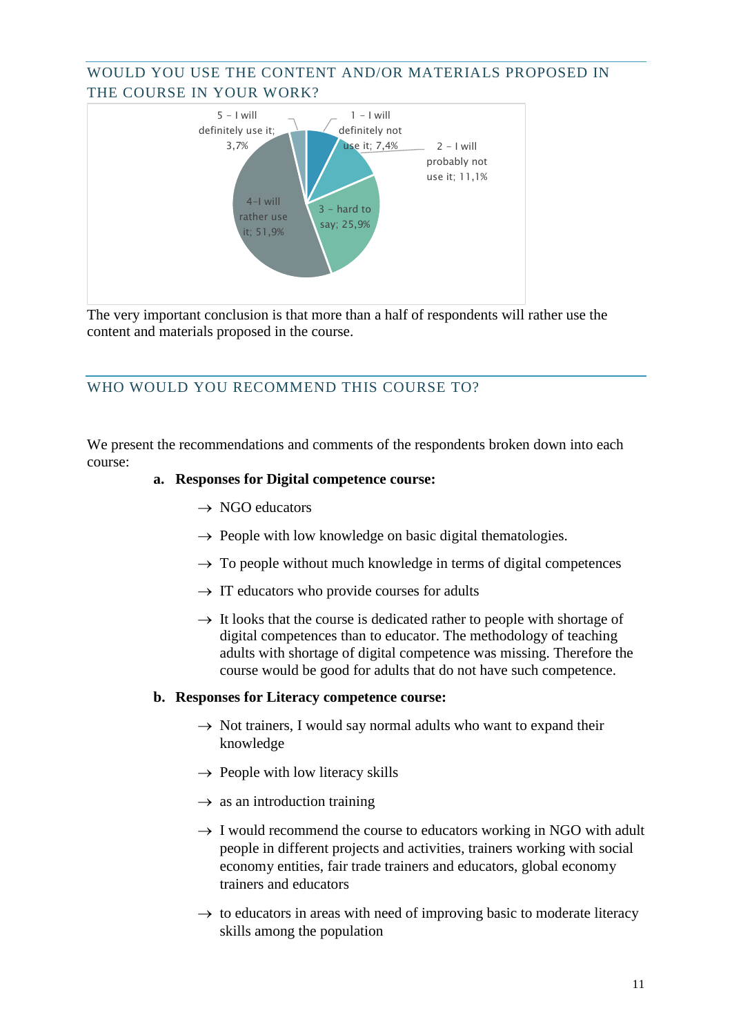## WOULD YOU USE THE CONTENT AND/OR MATERIALS PROPOSED IN THE COURSE IN YOUR WORK?

5 - I will definitely use it; 3,7%

1 - I will definitely not use it; 7,4%

2 - I will probably not use it; 11,1%

3 - hard to say; 25,9%

4-I will rather use it; 51,9%

The very important conclusion is that more than a half of respondents will rather use the content and materials proposed in the course.

## WHO WOULD YOU RECOMMEND THIS COURSE TO?

We present the recommendations and comments of the respondents broken down into each course:

**a. Responses for Digital competence course:**

- → NGO educators
- → People with low knowledge on basic digital thematologies.
- → To people without much knowledge in terms of digital competences
- → IT educators who provide courses for adults
- → It looks that the course is dedicated rather to people with shortage of digital competences than to educator. The methodology of teaching adults with shortage of digital competence was missing. Therefore the course would be good for adults that do not have such competence.

**b. Responses for Literacy competence course:**

- → Not trainers, I would say normal adults who want to expand their knowledge
- → People with low literacy skills
- → as an introduction training
- → I would recommend the course to educators working in NGO with adult people in different projects and activities, trainers working with social economy entities, fair trade trainers and educators, global economy trainers and educators
- → to educators in areas with need of improving basic to moderate literacy skills among the population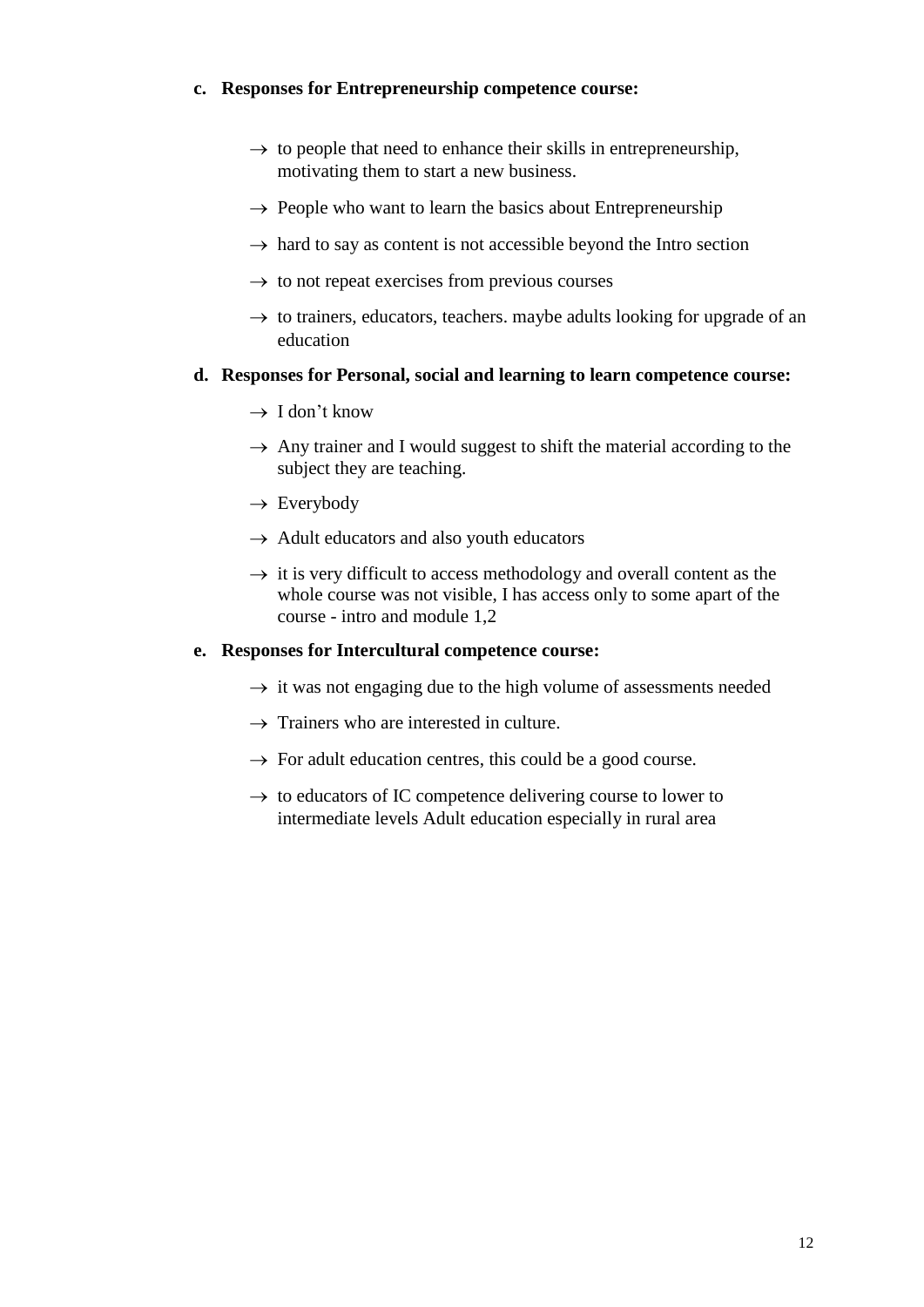**c. Responses for Entrepreneurship competence course:**

- → to people that need to enhance their skills in entrepreneurship, motivating them to start a new business.
- → People who want to learn the basics about Entrepreneurship
- → hard to say as content is not accessible beyond the Intro section
- → to not repeat exercises from previous courses
- → to trainers, educators, teachers. maybe adults looking for upgrade of an education

**d. Responses for Personal, social and learning to learn competence course:**

- → I don't know
- → Any trainer and I would suggest to shift the material according to the subject they are teaching.
- → Everybody
- → Adult educators and also youth educators
- → it is very difficult to access methodology and overall content as the whole course was not visible, I has access only to some apart of the course - intro and module 1,2

**e. Responses for Intercultural competence course:**

- → it was not engaging due to the high volume of assessments needed
- → Trainers who are interested in culture.
- → For adult education centres, this could be a good course.
- → to educators of IC competence delivering course to lower to intermediate levels Adult education especially in rural area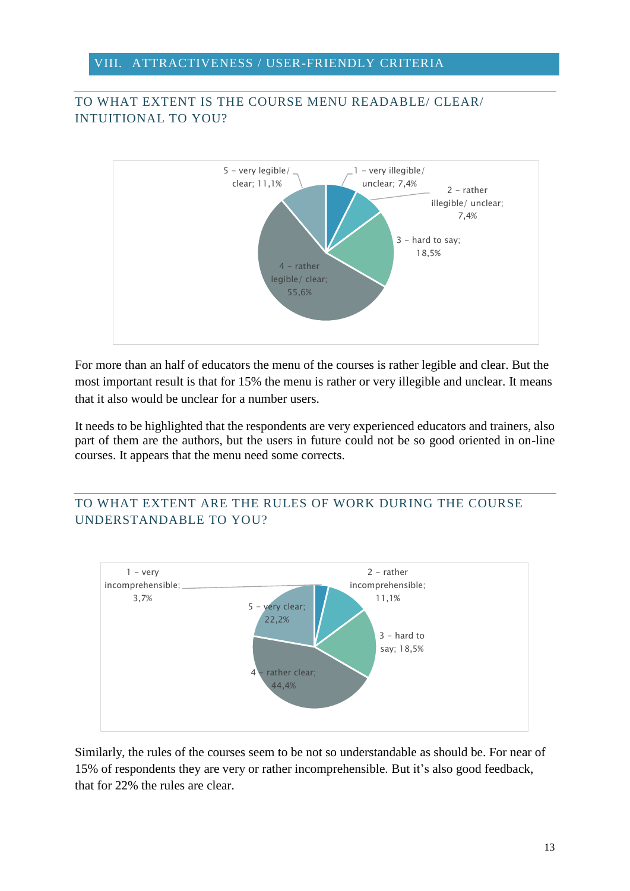## VIII. ATTRACTIVENESS / USER-FRIENDLY CRITERIA

### TO WHAT EXTENT IS THE COURSE MENU READABLE/ CLEAR/ INTUITIONAL TO YOU?

5 - very legible/ clear; 11,1%

1 - very illegible/ unclear; 7,4%

2 - rather illegible/ unclear; 7,4%

3 - hard to say; 18,5%

4 - rather legible/ clear; 55,6%

For more than an half of educators the menu of the courses is rather legible and clear. But the most important result is that for 15% the menu is rather or very illegible and unclear. It means that it also would be unclear for a number users.

It needs to be highlighted that the respondents are very experienced educators and trainers, also part of them are the authors, but the users in future could not be so good oriented in on-line courses. It appears that the menu need some corrects.

### TO WHAT EXTENT ARE THE RULES OF WORK DURING THE COURSE UNDERSTANDABLE TO YOU?

1 - very incomprehensible; 3,7%

2 - rather incomprehensible; 11,1%

3 - hard to say; 18,5%

4 - rather clear; 44,4%

5 - very clear; 22,2%

Similarly, the rules of the courses seem to be not so understandable as should be. For near of 15% of respondents they are very or rather incomprehensible. But it's also good feedback, that for 22% the rules are clear.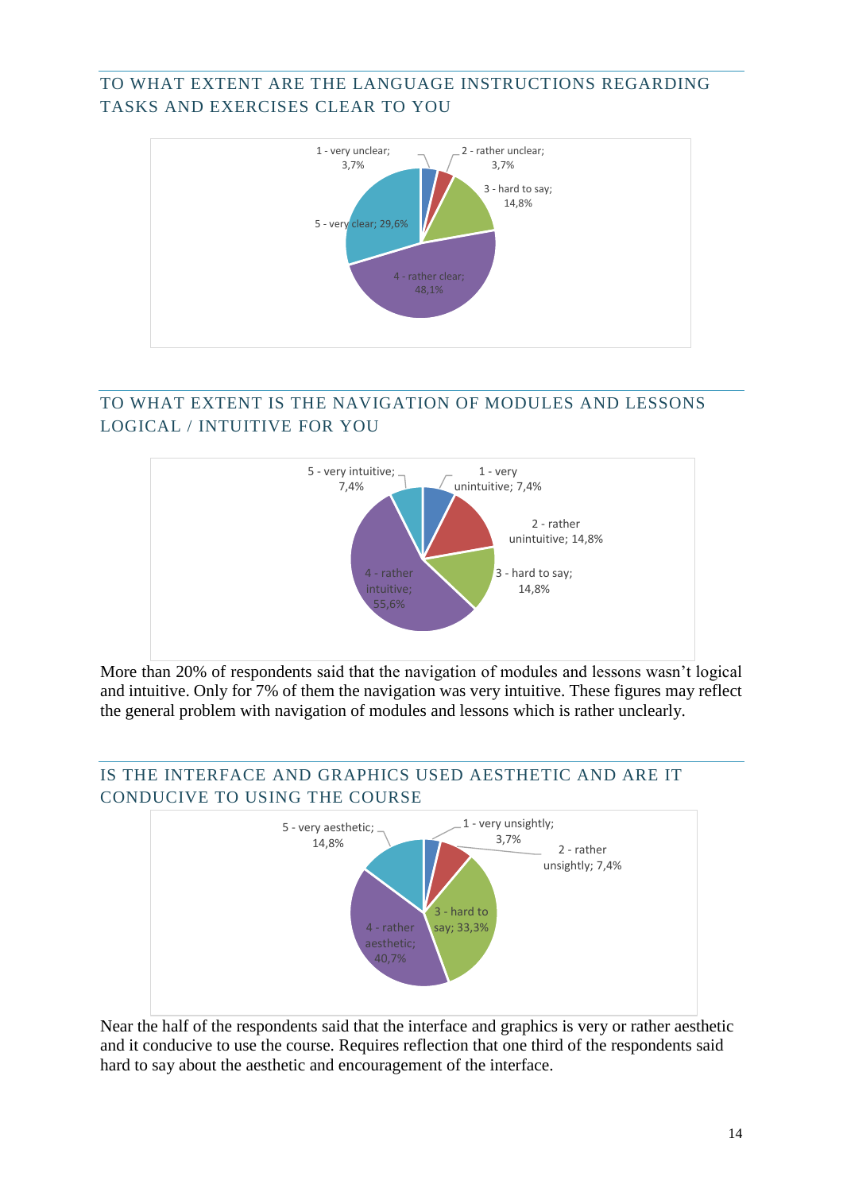## TO WHAT EXTENT ARE THE LANGUAGE INSTRUCTIONS REGARDING TASKS AND EXERCISES CLEAR TO YOU

1 - very unclear; 3,7%
2 - rather unclear; 3,7%
3 - hard to say; 14,8%
4 - rather clear; 48,1%
5 - very clear; 29,6%

## TO WHAT EXTENT IS THE NAVIGATION OF MODULES AND LESSONS LOGICAL / INTUITIVE FOR YOU

1 - very unintuitive; 7,4%
2 - rather unintuitive; 14,8%
3 - hard to say; 14,8%
4 - rather intuitive; 55,6%
5 - very intuitive; 7,4%

More than 20% of respondents said that the navigation of modules and lessons wasn't logical and intuitive. Only for 7% of them the navigation was very intuitive. These figures may reflect the general problem with navigation of modules and lessons which is rather unclearly.

## IS THE INTERFACE AND GRAPHICS USED AESTHETIC AND ARE IT CONDUCIVE TO USING THE COURSE

1 - very unsightly; 3,7%
2 - rather unsightly; 7,4%
3 - hard to say; 33,3%
4 - rather aesthetic; 40,7%
5 - very aesthetic; 14,8%

Near the half of the respondents said that the interface and graphics is very or rather aesthetic and it conducive to use the course. Requires reflection that one third of the respondents said hard to say about the aesthetic and encouragement of the interface.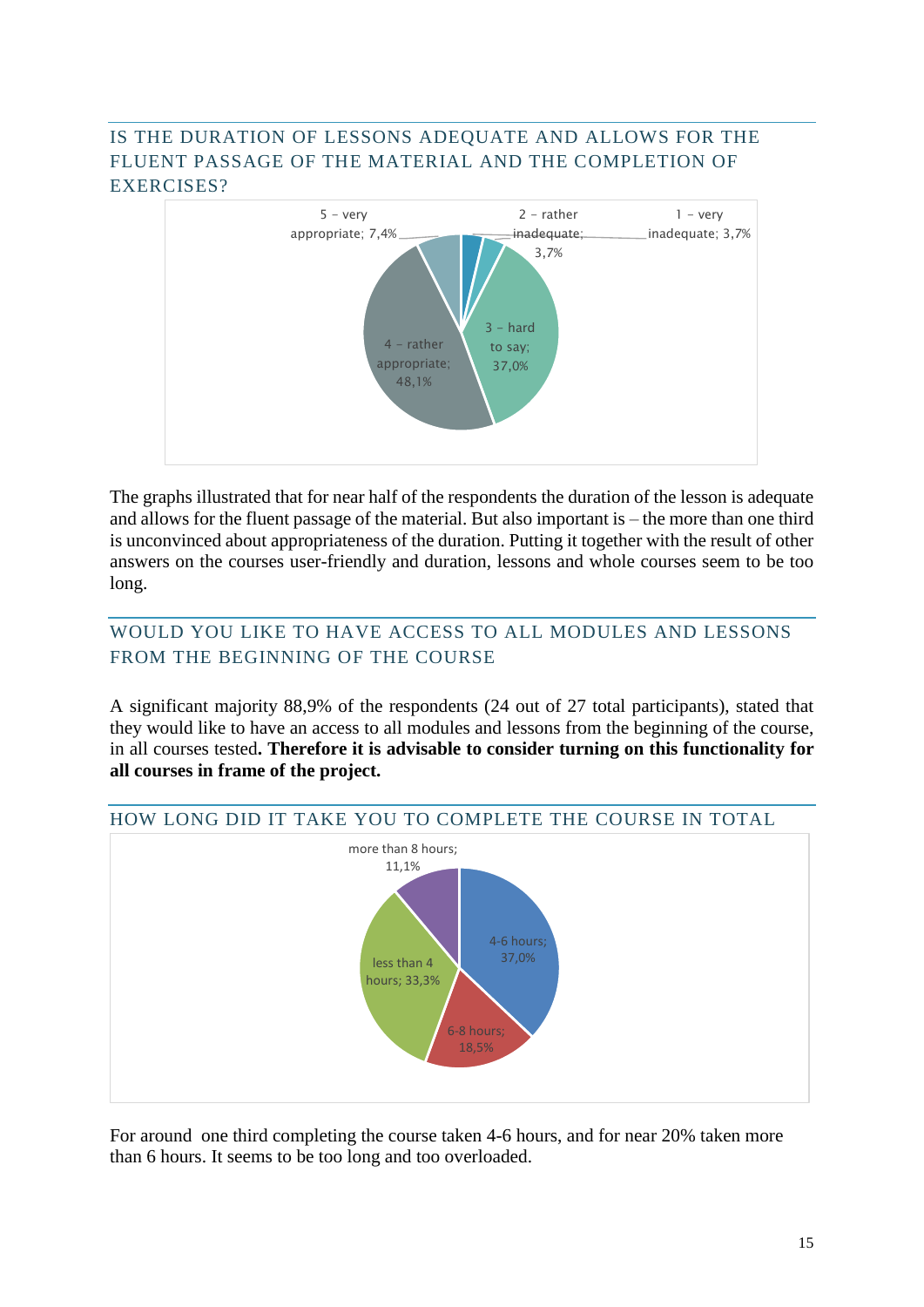## IS THE DURATION OF LESSONS ADEQUATE AND ALLOWS FOR THE FLUENT PASSAGE OF THE MATERIAL AND THE COMPLETION OF EXERCISES?

5 – very appropriate; 7,4%

2 – rather inadequate; 3,7%

1 – very inadequate; 3,7%

3 – hard to say; 37,0%

4 – rather appropriate; 48,1%

The graphs illustrated that for near half of the respondents the duration of the lesson is adequate and allows for the fluent passage of the material. But also important is – the more than one third is unconvinced about appropriateness of the duration. Putting it together with the result of other answers on the courses user-friendly and duration, lessons and whole courses seem to be too long.

## WOULD YOU LIKE TO HAVE ACCESS TO ALL MODULES AND LESSONS FROM THE BEGINNING OF THE COURSE

A significant majority 88,9% of the respondents (24 out of 27 total participants), stated that they would like to have an access to all modules and lessons from the beginning of the course, in all courses tested**. Therefore it is advisable to consider turning on this functionality for all courses in frame of the project.**

## HOW LONG DID IT TAKE YOU TO COMPLETE THE COURSE IN TOTAL

more than 8 hours; 11,1%

4-6 hours; 37,0%

less than 4 hours; 33,3%

6-8 hours; 18,5%

For around one third completing the course taken 4-6 hours, and for near 20% taken more than 6 hours. It seems to be too long and too overloaded.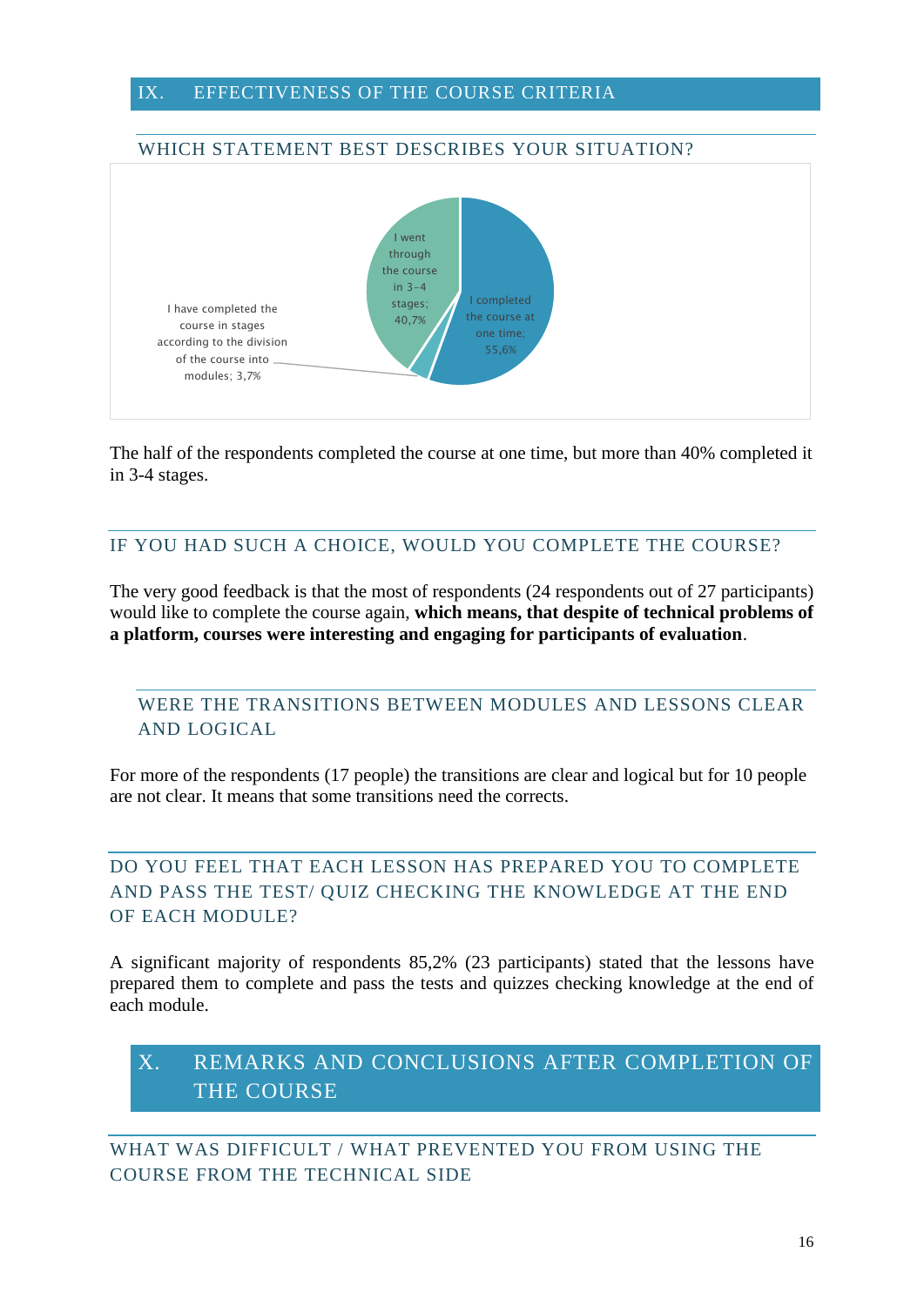# IX. EFFECTIVENESS OF THE COURSE CRITERIA

## WHICH STATEMENT BEST DESCRIBES YOUR SITUATION?

I went through the course in 3-4 stages; 40,7%

I completed the course at one time; 55,6%

I have completed the course in stages according to the division of the course into modules; 3,7%

The half of the respondents completed the course at one time, but more than 40% completed it in 3-4 stages.

## IF YOU HAD SUCH A CHOICE, WOULD YOU COMPLETE THE COURSE?

The very good feedback is that the most of respondents (24 respondents out of 27 participants) would like to complete the course again, **which means, that despite of technical problems of a platform, courses were interesting and engaging for participants of evaluation**.

## WERE THE TRANSITIONS BETWEEN MODULES AND LESSONS CLEAR AND LOGICAL

For more of the respondents (17 people) the transitions are clear and logical but for 10 people are not clear. It means that some transitions need the corrects.

## DO YOU FEEL THAT EACH LESSON HAS PREPARED YOU TO COMPLETE AND PASS THE TEST/ QUIZ CHECKING THE KNOWLEDGE AT THE END OF EACH MODULE?

A significant majority of respondents 85,2% (23 participants) stated that the lessons have prepared them to complete and pass the tests and quizzes checking knowledge at the end of each module.

# X. REMARKS AND CONCLUSIONS AFTER COMPLETION OF THE COURSE

## WHAT WAS DIFFICULT / WHAT PREVENTED YOU FROM USING THE COURSE FROM THE TECHNICAL SIDE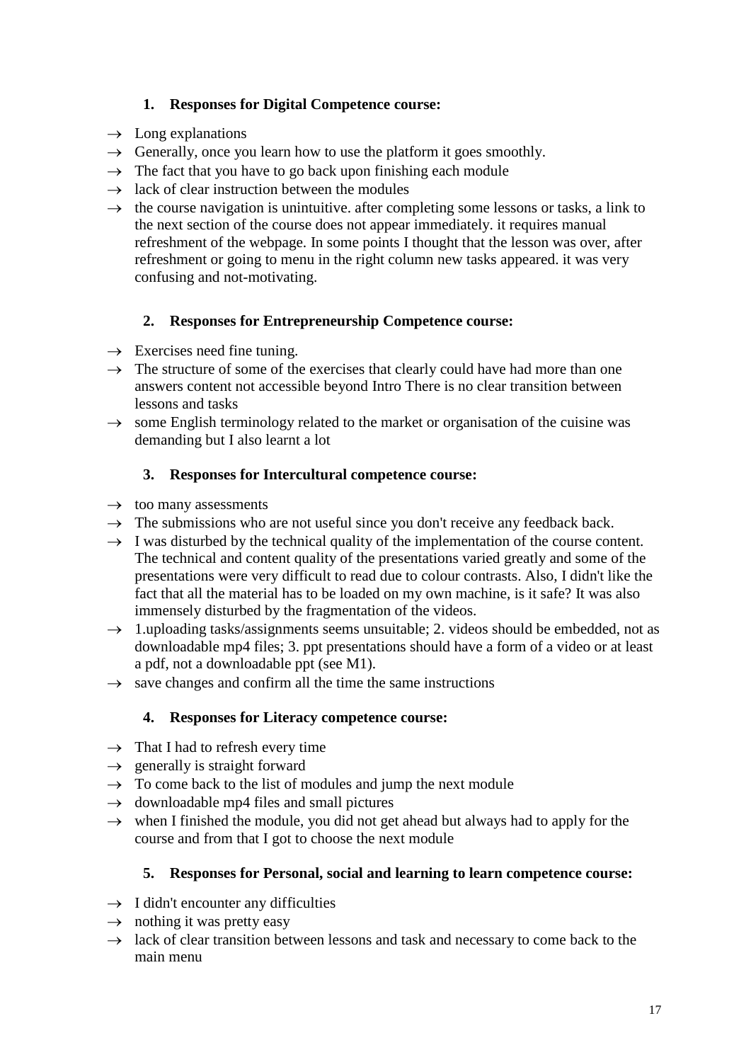1. **Responses for Digital Competence course:**

- → Long explanations
- → Generally, once you learn how to use the platform it goes smoothly.
- → The fact that you have to go back upon finishing each module
- → lack of clear instruction between the modules
- → the course navigation is unintuitive. after completing some lessons or tasks, a link to the next section of the course does not appear immediately. it requires manual refreshment of the webpage. In some points I thought that the lesson was over, after refreshment or going to menu in the right column new tasks appeared. it was very confusing and not-motivating.

2. **Responses for Entrepreneurship Competence course:**

- → Exercises need fine tuning.
- → The structure of some of the exercises that clearly could have had more than one answers content not accessible beyond Intro There is no clear transition between lessons and tasks
- → some English terminology related to the market or organisation of the cuisine was demanding but I also learnt a lot

3. **Responses for Intercultural competence course:**

- → too many assessments
- → The submissions who are not useful since you don't receive any feedback back.
- → I was disturbed by the technical quality of the implementation of the course content. The technical and content quality of the presentations varied greatly and some of the presentations were very difficult to read due to colour contrasts. Also, I didn't like the fact that all the material has to be loaded on my own machine, is it safe? It was also immensely disturbed by the fragmentation of the videos.
- → 1.uploading tasks/assignments seems unsuitable; 2. videos should be embedded, not as downloadable mp4 files; 3. ppt presentations should have a form of a video or at least a pdf, not a downloadable ppt (see M1).
- → save changes and confirm all the time the same instructions

4. **Responses for Literacy competence course:**

- → That I had to refresh every time
- → generally is straight forward
- → To come back to the list of modules and jump the next module
- → downloadable mp4 files and small pictures
- → when I finished the module, you did not get ahead but always had to apply for the course and from that I got to choose the next module

5. **Responses for Personal, social and learning to learn competence course:**

- → I didn't encounter any difficulties
- → nothing it was pretty easy
- → lack of clear transition between lessons and task and necessary to come back to the main menu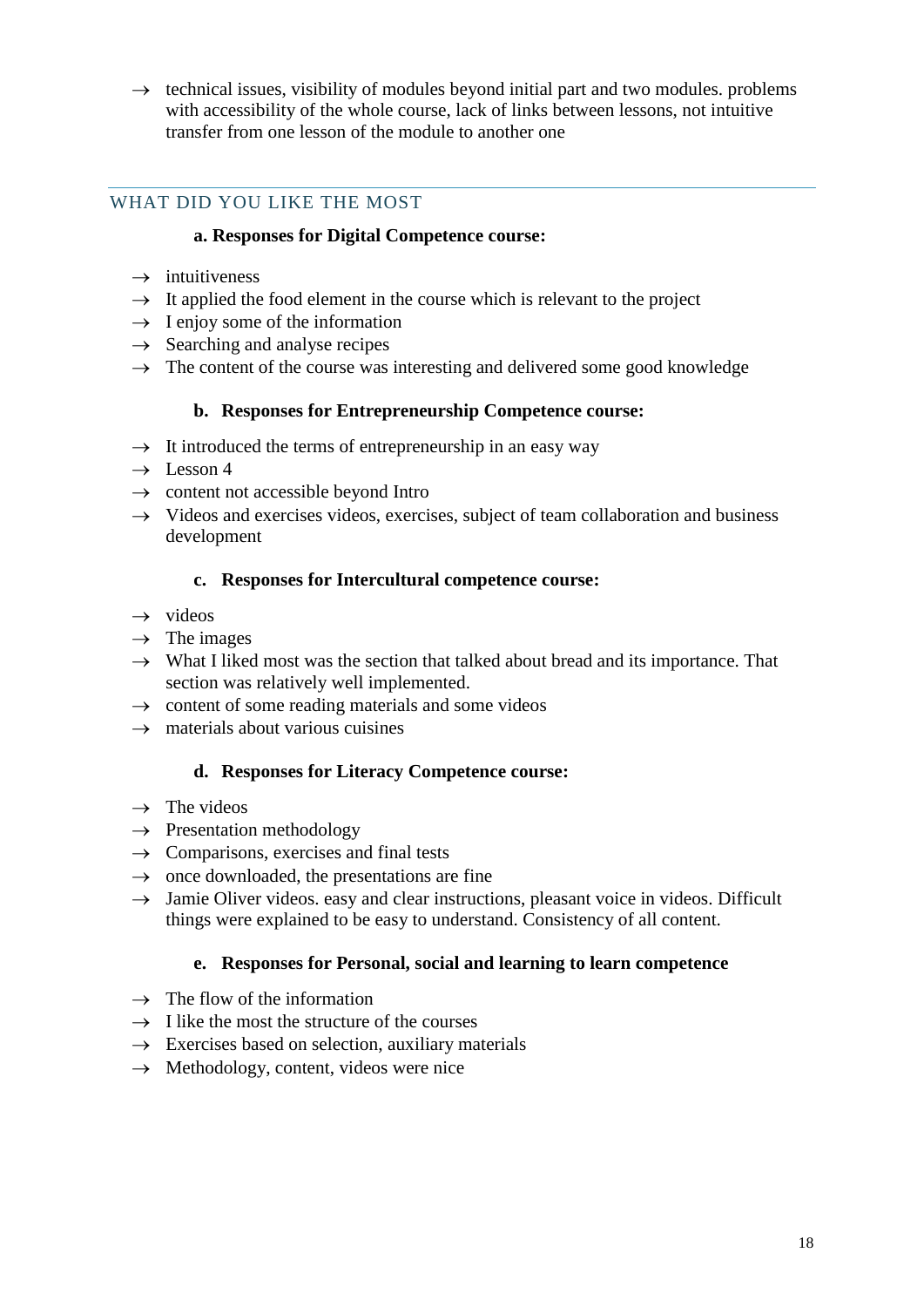- → technical issues, visibility of modules beyond initial part and two modules. problems with accessibility of the whole course, lack of links between lessons, not intuitive transfer from one lesson of the module to another one

## WHAT DID YOU LIKE THE MOST

**a. Responses for Digital Competence course:**

- → intuitiveness
- → It applied the food element in the course which is relevant to the project
- → I enjoy some of the information
- → Searching and analyse recipes
- → The content of the course was interesting and delivered some good knowledge

**b. Responses for Entrepreneurship Competence course:**

- → It introduced the terms of entrepreneurship in an easy way
- → Lesson 4
- → content not accessible beyond Intro
- → Videos and exercises videos, exercises, subject of team collaboration and business development

**c. Responses for Intercultural competence course:**

- → videos
- → The images
- → What I liked most was the section that talked about bread and its importance. That section was relatively well implemented.
- → content of some reading materials and some videos
- → materials about various cuisines

**d. Responses for Literacy Competence course:**

- → The videos
- → Presentation methodology
- → Comparisons, exercises and final tests
- → once downloaded, the presentations are fine
- → Jamie Oliver videos. easy and clear instructions, pleasant voice in videos. Difficult things were explained to be easy to understand. Consistency of all content.

**e. Responses for Personal, social and learning to learn competence**

- → The flow of the information
- → I like the most the structure of the courses
- → Exercises based on selection, auxiliary materials
- → Methodology, content, videos were nice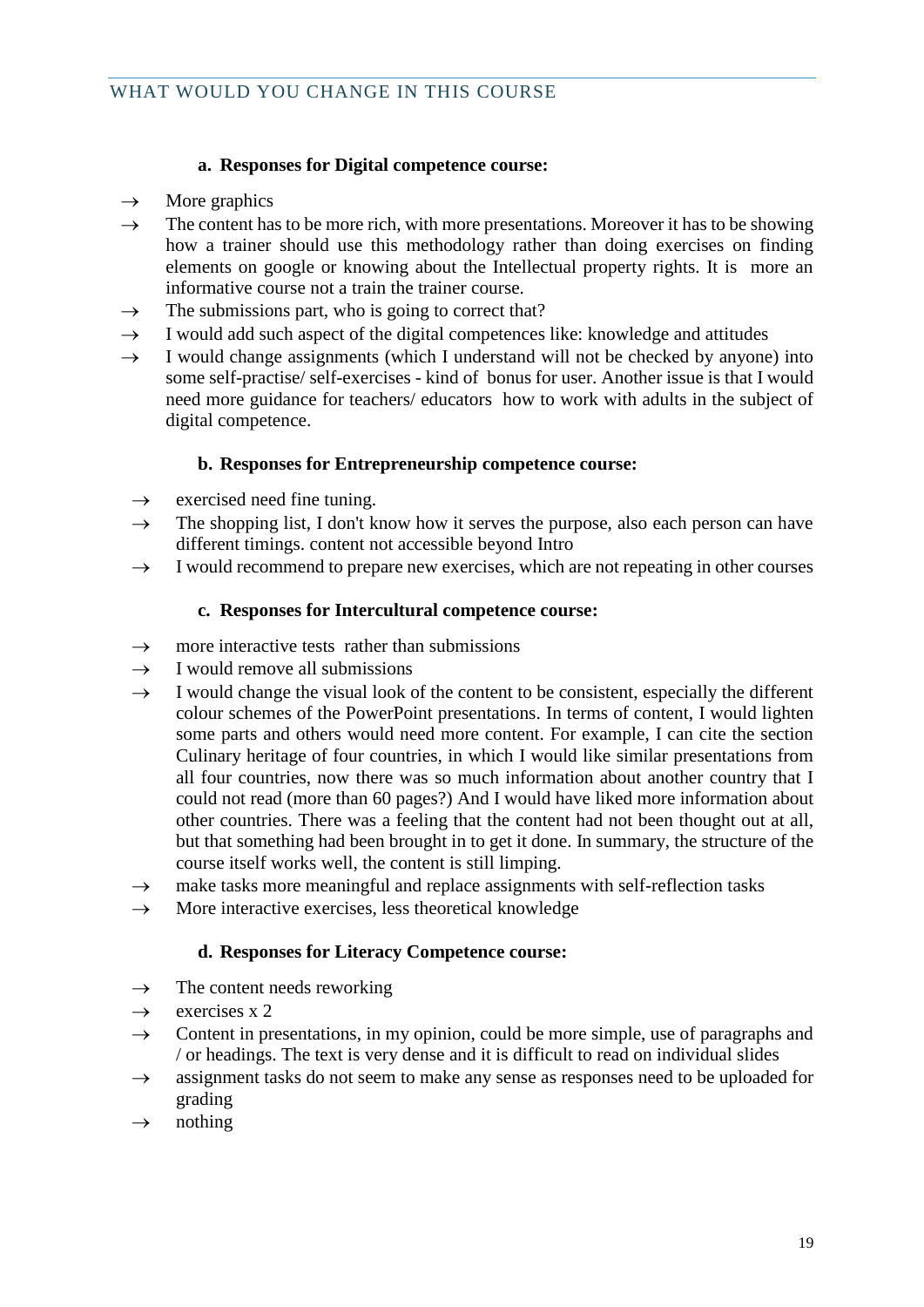## WHAT WOULD YOU CHANGE IN THIS COURSE

**a. Responses for Digital competence course:**

→ More graphics

→ The content has to be more rich, with more presentations. Moreover it has to be showing how a trainer should use this methodology rather than doing exercises on finding elements on google or knowing about the Intellectual property rights. It is more an informative course not a train the trainer course.

→ The submissions part, who is going to correct that?

→ I would add such aspect of the digital competences like: knowledge and attitudes

→ I would change assignments (which I understand will not be checked by anyone) into some self-practise/ self-exercises - kind of bonus for user. Another issue is that I would need more guidance for teachers/ educators how to work with adults in the subject of digital competence.

**b. Responses for Entrepreneurship competence course:**

→ exercised need fine tuning.

→ The shopping list, I don't know how it serves the purpose, also each person can have different timings. content not accessible beyond Intro

→ I would recommend to prepare new exercises, which are not repeating in other courses

**c. Responses for Intercultural competence course:**

→ more interactive tests rather than submissions

→ I would remove all submissions

→ I would change the visual look of the content to be consistent, especially the different colour schemes of the PowerPoint presentations. In terms of content, I would lighten some parts and others would need more content. For example, I can cite the section Culinary heritage of four countries, in which I would like similar presentations from all four countries, now there was so much information about another country that I could not read (more than 60 pages?) And I would have liked more information about other countries. There was a feeling that the content had not been thought out at all, but that something had been brought in to get it done. In summary, the structure of the course itself works well, the content is still limping.

→ make tasks more meaningful and replace assignments with self-reflection tasks

→ More interactive exercises, less theoretical knowledge

**d. Responses for Literacy Competence course:**

→ The content needs reworking

→ exercises x 2

→ Content in presentations, in my opinion, could be more simple, use of paragraphs and / or headings. The text is very dense and it is difficult to read on individual slides

→ assignment tasks do not seem to make any sense as responses need to be uploaded for grading

→ nothing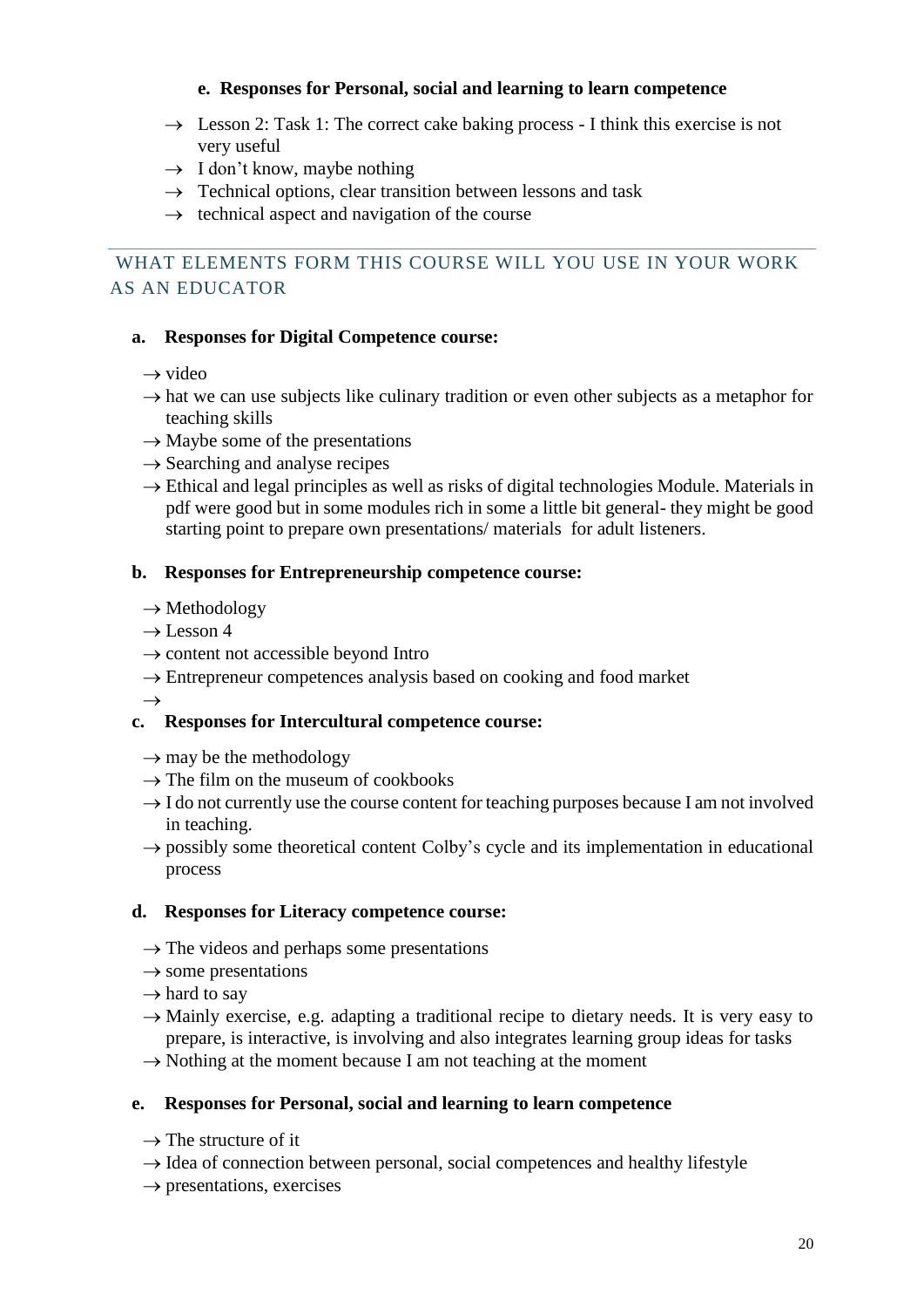#### e. Responses for Personal, social and learning to learn competence

- → Lesson 2: Task 1: The correct cake baking process - I think this exercise is not very useful
- → I don't know, maybe nothing
- → Technical options, clear transition between lessons and task
- → technical aspect and navigation of the course

---

## WHAT ELEMENTS FORM THIS COURSE WILL YOU USE IN YOUR WORK AS AN EDUCATOR

#### a. Responses for Digital Competence course:

- → video
- → hat we can use subjects like culinary tradition or even other subjects as a metaphor for teaching skills
- → Maybe some of the presentations
- → Searching and analyse recipes
- → Ethical and legal principles as well as risks of digital technologies Module. Materials in pdf were good but in some modules rich in some a little bit general- they might be good starting point to prepare own presentations/ materials for adult listeners.

#### b. Responses for Entrepreneurship competence course:

- → Methodology
- → Lesson 4
- → content not accessible beyond Intro
- → Entrepreneur competences analysis based on cooking and food market
- →

#### c. Responses for Intercultural competence course:

- → may be the methodology
- → The film on the museum of cookbooks
- → I do not currently use the course content for teaching purposes because I am not involved in teaching.
- → possibly some theoretical content Colby's cycle and its implementation in educational process

#### d. Responses for Literacy competence course:

- → The videos and perhaps some presentations
- → some presentations
- → hard to say
- → Mainly exercise, e.g. adapting a traditional recipe to dietary needs. It is very easy to prepare, is interactive, is involving and also integrates learning group ideas for tasks
- → Nothing at the moment because I am not teaching at the moment

#### e. Responses for Personal, social and learning to learn competence

- → The structure of it
- → Idea of connection between personal, social competences and healthy lifestyle
- → presentations, exercises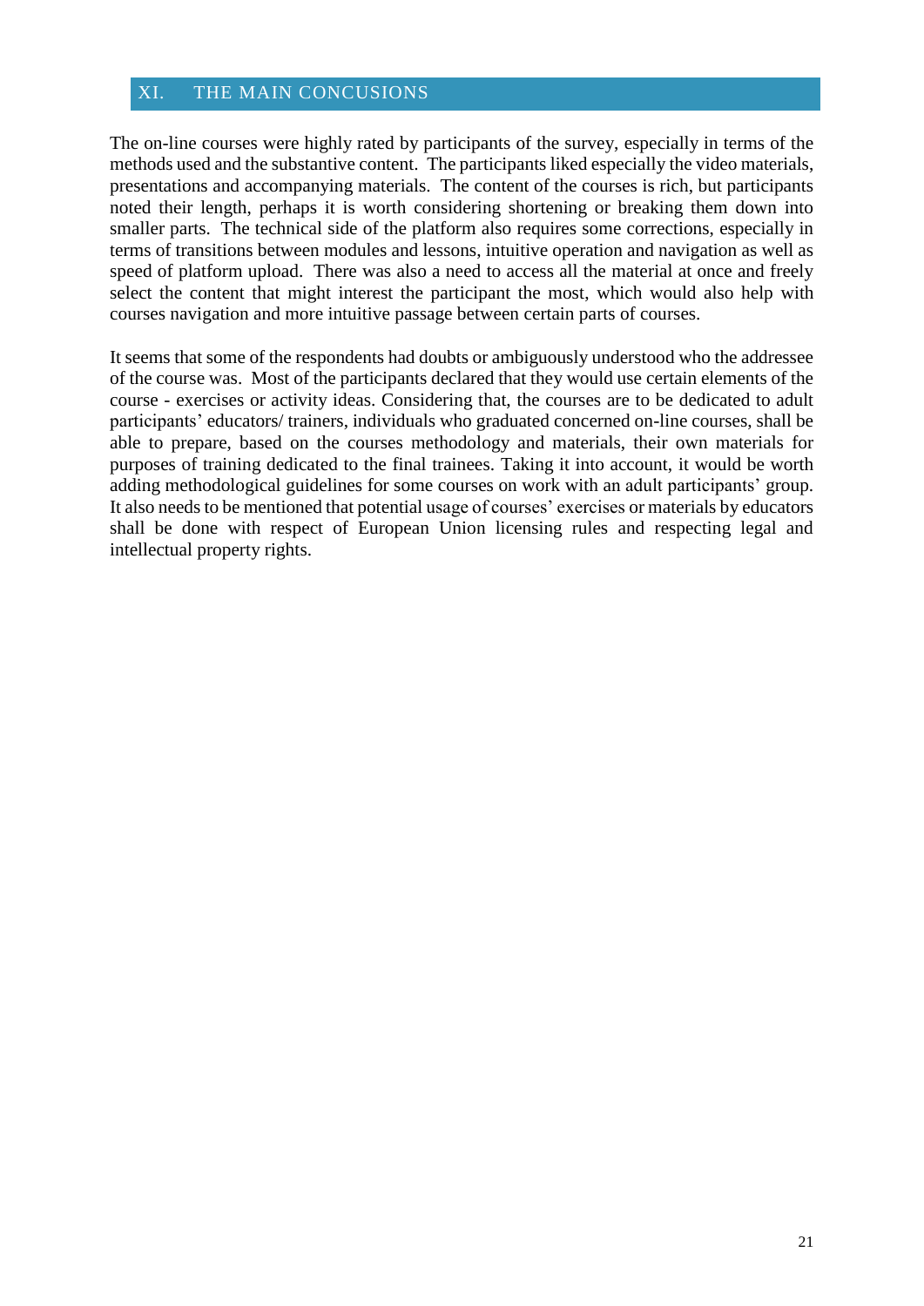## XI. THE MAIN CONCUSIONS

The on-line courses were highly rated by participants of the survey, especially in terms of the methods used and the substantive content. The participants liked especially the video materials, presentations and accompanying materials. The content of the courses is rich, but participants noted their length, perhaps it is worth considering shortening or breaking them down into smaller parts. The technical side of the platform also requires some corrections, especially in terms of transitions between modules and lessons, intuitive operation and navigation as well as speed of platform upload. There was also a need to access all the material at once and freely select the content that might interest the participant the most, which would also help with courses navigation and more intuitive passage between certain parts of courses.

It seems that some of the respondents had doubts or ambiguously understood who the addressee of the course was. Most of the participants declared that they would use certain elements of the course - exercises or activity ideas. Considering that, the courses are to be dedicated to adult participants' educators/ trainers, individuals who graduated concerned on-line courses, shall be able to prepare, based on the courses methodology and materials, their own materials for purposes of training dedicated to the final trainees. Taking it into account, it would be worth adding methodological guidelines for some courses on work with an adult participants' group. It also needs to be mentioned that potential usage of courses' exercises or materials by educators shall be done with respect of European Union licensing rules and respecting legal and intellectual property rights.